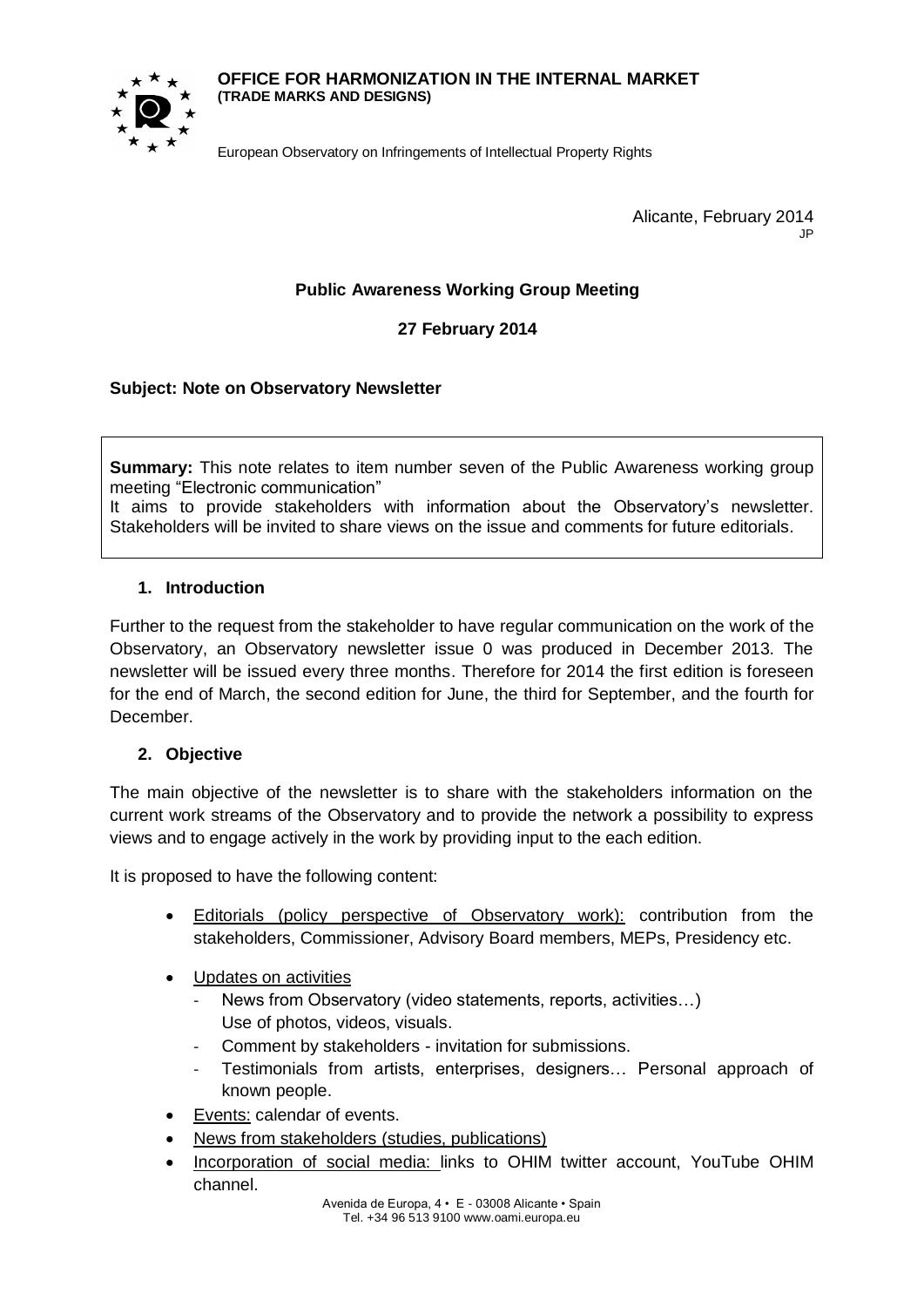**OFFICE FOR HARMONIZATION IN THE INTERNAL MARKET**
**(TRADE MARKS AND DESIGNS)**

European Observatory on Infringements of Intellectual Property Rights

Alicante, February 2014
JP

**Public Awareness Working Group Meeting**

**27 February 2014**

**Subject: Note on Observatory Newsletter**

**Summary:** This note relates to item number seven of the Public Awareness working group meeting "Electronic communication"
It aims to provide stakeholders with information about the Observatory's newsletter. Stakeholders will be invited to share views on the issue and comments for future editorials.

## 1. Introduction

Further to the request from the stakeholder to have regular communication on the work of the Observatory, an Observatory newsletter issue 0 was produced in December 2013. The newsletter will be issued every three months. Therefore for 2014 the first edition is foreseen for the end of March, the second edition for June, the third for September, and the fourth for December.

## 2. Objective

The main objective of the newsletter is to share with the stakeholders information on the current work streams of the Observatory and to provide the network a possibility to express views and to engage actively in the work by providing input to the each edition.

It is proposed to have the following content:

- Editorials (policy perspective of Observatory work): contribution from the stakeholders, Commissioner, Advisory Board members, MEPs, Presidency etc.
- Updates on activities
  - News from Observatory (video statements, reports, activities…) Use of photos, videos, visuals.
  - Comment by stakeholders - invitation for submissions.
  - Testimonials from artists, enterprises, designers… Personal approach of known people.
- Events: calendar of events.
- News from stakeholders (studies, publications)
- Incorporation of social media: links to OHIM twitter account, YouTube OHIM channel.

Avenida de Europa, 4 • E - 03008 Alicante • Spain
Tel. +34 96 513 9100 www.oami.europa.eu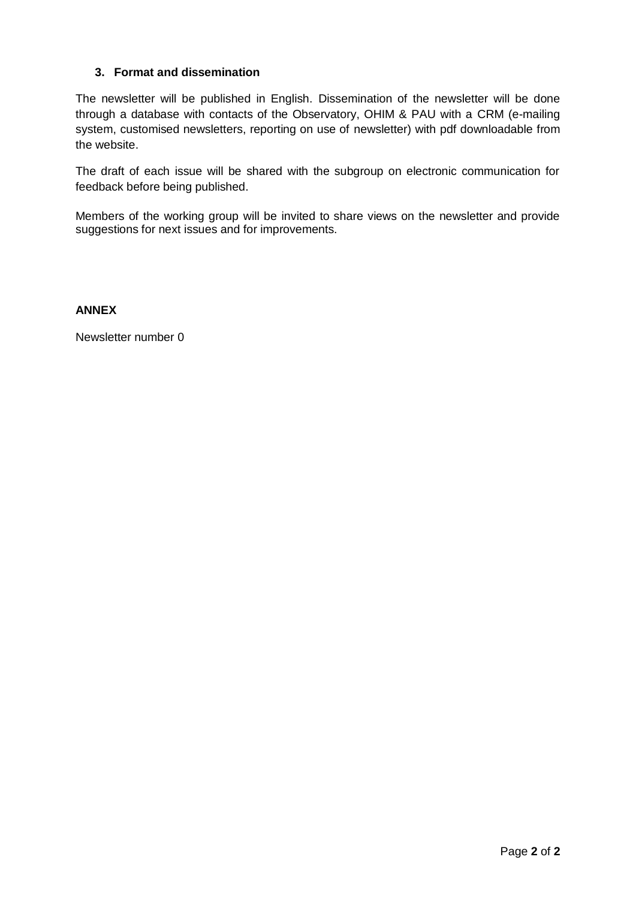### 3. Format and dissemination

The newsletter will be published in English. Dissemination of the newsletter will be done through a database with contacts of the Observatory, OHIM & PAU with a CRM (e-mailing system, customised newsletters, reporting on use of newsletter) with pdf downloadable from the website.

The draft of each issue will be shared with the subgroup on electronic communication for feedback before being published.

Members of the working group will be invited to share views on the newsletter and provide suggestions for next issues and for improvements.

**ANNEX**

Newsletter number 0